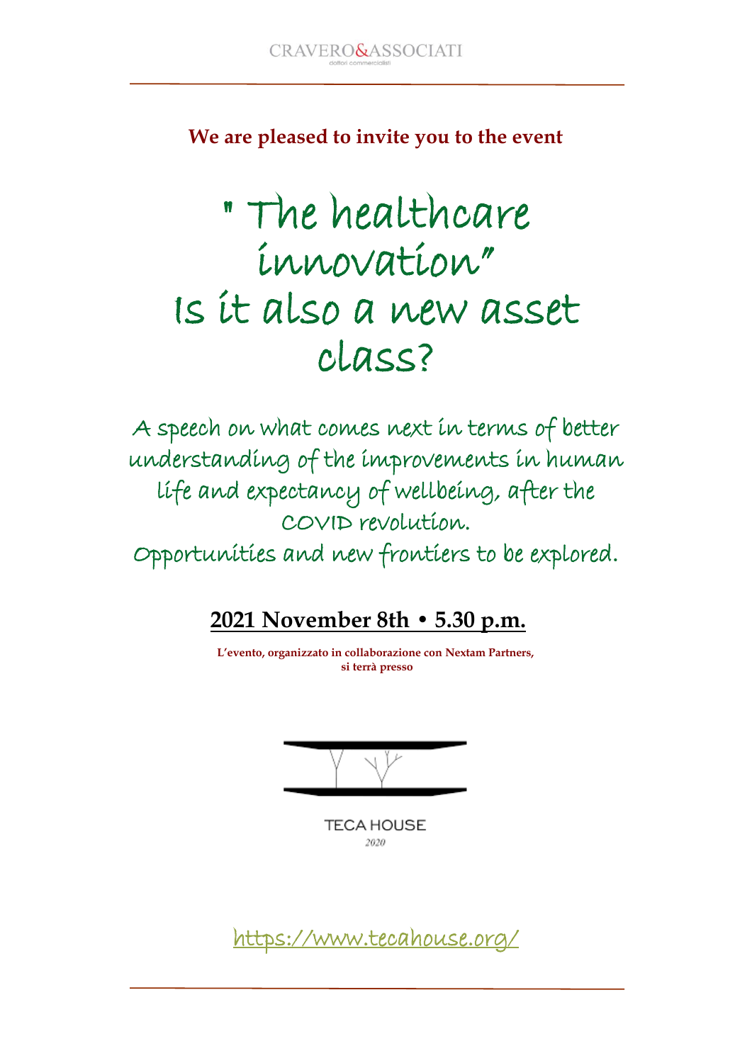CRAVERO&ASSOCIATI
dottori commercialisti

**We are pleased to invite you to the event**

# " The healthcare innovation" Is it also a new asset class?

A speech on what comes next in terms of better understanding of the improvements in human life and expectancy of wellbeing, after the COVID revolution.
Opportunities and new frontiers to be explored.

**2021 November 8th • 5.30 p.m.**

**L'evento, organizzato in collaborazione con Nextam Partners, si terrà presso**

TECA HOUSE
*2020*

https://www.tecahouse.org/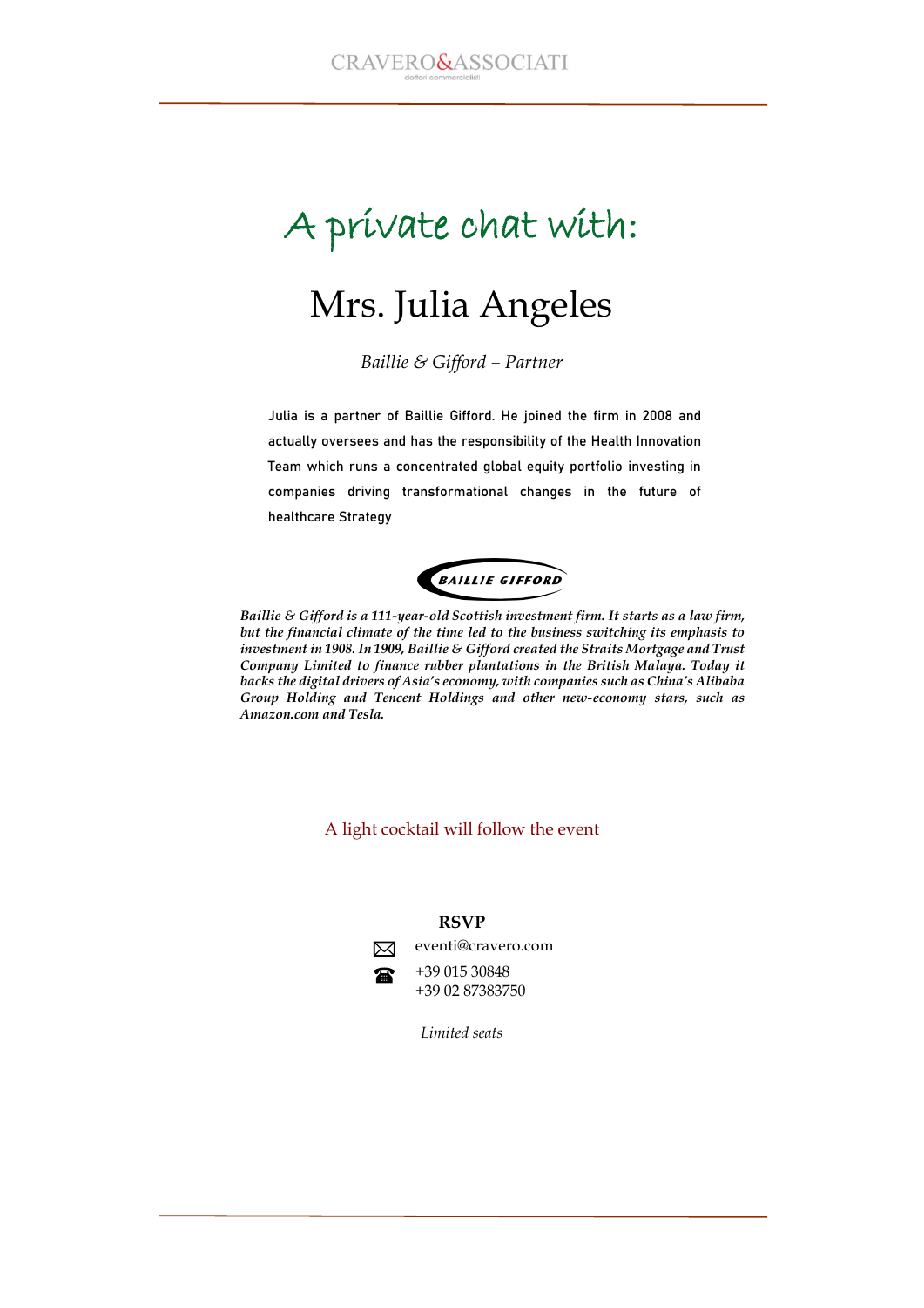CRAVERO&ASSOCIATI

dottori commercialisti

# A private chat with:

# Mrs. Julia Angeles

*Baillie & Gifford – Partner*

Julia is a partner of Baillie Gifford. He joined the firm in 2008 and actually oversees and has the responsibility of the Health Innovation Team which runs a concentrated global equity portfolio investing in companies driving transformational changes in the future of healthcare Strategy

BAILLIE GIFFORD

***Baillie & Gifford is a 111-year-old Scottish investment firm. It starts as a law firm, but the financial climate of the time led to the business switching its emphasis to investment in 1908. In 1909, Baillie & Gifford created the Straits Mortgage and Trust Company Limited to finance rubber plantations in the British Malaya. Today it backs the digital drivers of Asia's economy, with companies such as China's Alibaba Group Holding and Tencent Holdings and other new-economy stars, such as Amazon.com and Tesla.***

A light cocktail will follow the event

**RSVP**

eventi@cravero.com

+39 015 30848
+39 02 87383750

*Limited seats*